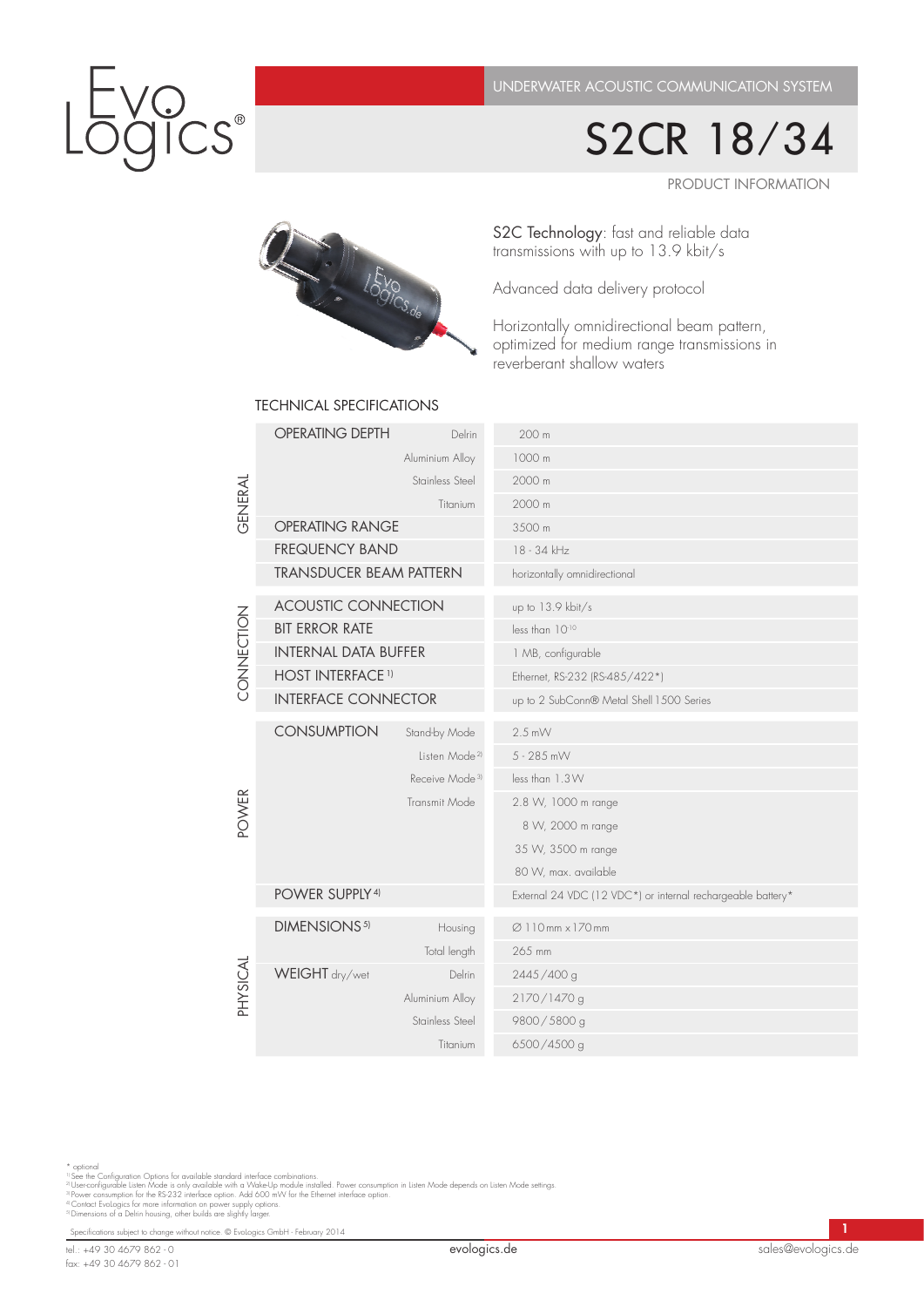EvoLogics®

UNDERWATER ACOUSTIC COMMUNICATION SYSTEM

# S2CR 18/34

PRODUCT INFORMATION

S2C Technology: fast and reliable data transmissions with up to 13.9 kbit/s

Advanced data delivery protocol

Horizontally omnidirectional beam pattern, optimized for medium range transmissions in reverberant shallow waters

## TECHNICAL SPECIFICATIONS

| | | | |
|---|---|---|---|
| GENERAL | OPERATING DEPTH | Delrin | 200 m |
| | | Aluminium Alloy | 1000 m |
| | | Stainless Steel | 2000 m |
| | | Titanium | 2000 m |
| | OPERATING RANGE | | 3500 m |
| | FREQUENCY BAND | | 18 - 34 kHz |
| | TRANSDUCER BEAM PATTERN | | horizontally omnidirectional |
| CONNECTION | ACOUSTIC CONNECTION | | up to 13.9 kbit/s |
| | BIT ERROR RATE | | less than $10^{-10}$ |
| | INTERNAL DATA BUFFER | | 1 MB, configurable |
| | HOST INTERFACE [1] | | Ethernet, RS-232 (RS-485/422*) |
| | INTERFACE CONNECTOR | | up to 2 SubConn® Metal Shell 1500 Series |
| POWER | CONSUMPTION | Stand-by Mode | 2.5 mW |
| | | Listen Mode [2] | 5 - 285 mW |
| | | Receive Mode [3] | less than 1.3 W |
| | | Transmit Mode | 2.8 W, 1000 m range |
| | | | 8 W, 2000 m range |
| | | | 35 W, 3500 m range |
| | | | 80 W, max. available |
| | POWER SUPPLY [4] | | External 24 VDC (12 VDC*) or internal rechargeable battery* |
| PHYSICAL | DIMENSIONS [5] | Housing | Ø 110 mm x 170 mm |
| | | Total length | 265 mm |
| | WEIGHT dry/wet | Delrin | 2445 /400 g |
| | | Aluminium Alloy | 2170 /1470 g |
| | | Stainless Steel | 9800 / 5800 g |
| | | Titanium | 6500 /4500 g |

\* optional

[1] See the Configuration Options for available standard interface combinations.
[2] User-configurable Listen Mode is only available with a Wake-Up module installed. Power consumption in Listen Mode depends on Listen Mode settings.
[3] Power consumption for the RS-232 interface option. Add 600 mW for the Ethernet interface option.
[4] Contact EvoLogics for more information on power supply options.
[5] Dimensions of a Delrin housing, other builds are slightly larger.

Specifications subject to change without notice. © EvoLogics GmbH - February 2014

tel.: +49 30 4679 862 - 0
fax: +49 30 4679 862 - 01

evologics.de

sales@evologics.de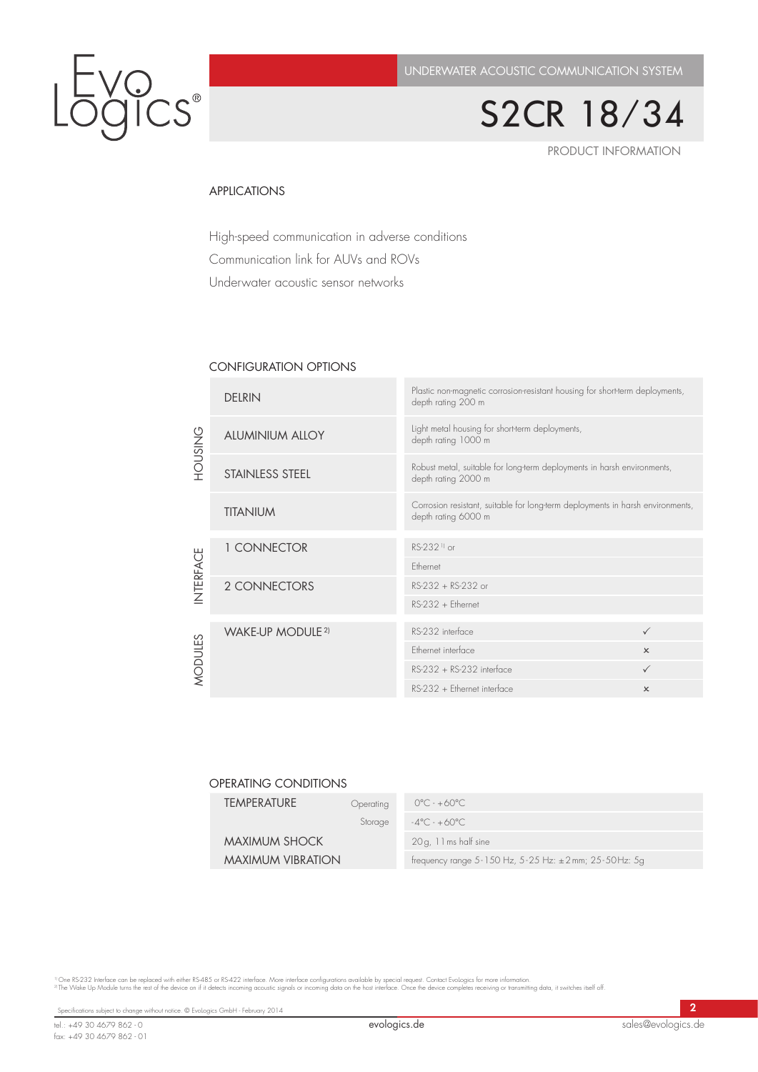EvoLogics®

UNDERWATER ACOUSTIC COMMUNICATION SYSTEM

# S2CR 18/34

PRODUCT INFORMATION

## APPLICATIONS

High-speed communication in adverse conditions
Communication link for AUVs and ROVs
Underwater acoustic sensor networks

## CONFIGURATION OPTIONS

| | | | |
|---|---|---|---|
| HOUSING | DELRIN | Plastic non-magnetic corrosion-resistant housing for short-term deployments, depth rating 200 m | |
| | ALUMINIUM ALLOY | Light metal housing for short-term deployments, depth rating 1000 m | |
| | STAINLESS STEEL | Robust metal, suitable for long-term deployments in harsh environments, depth rating 2000 m | |
| | TITANIUM | Corrosion resistant, suitable for long-term deployments in harsh environments, depth rating 6000 m | |
| INTERFACE | 1 CONNECTOR | RS-232 [1] or | |
| | | Ethernet | |
| | 2 CONNECTORS | RS-232 + RS-232 or | |
| | | RS-232 + Ethernet | |
| MODULES | WAKE-UP MODULE [2] | RS-232 interface | ✓ |
| | | Ethernet interface | × |
| | | RS-232 + RS-232 interface | ✓ |
| | | RS-232 + Ethernet interface | × |

## OPERATING CONDITIONS

| | | |
|---|---|---|
| TEMPERATURE | Operating | 0°C - +60°C |
| | Storage | -4°C - +60°C |
| MAXIMUM SHOCK | | 20 g, 11 ms half sine |
| MAXIMUM VIBRATION | | frequency range 5-150 Hz, 5-25 Hz: ±2 mm; 25-50 Hz: 5g |

[1] One RS-232 Interface can be replaced with either RS-485 or RS-422 interface. More interface configurations available by special request. Contact Evologics for more information.
[2] The Wake Up Module turns the rest of the device on if it detects incoming acoustic signals or incoming data on the host interface. Once the device completes receiving or transmitting data, it switches itself off.

Specifications subject to change without notice. © Evologics GmbH - February 2014

tel.: +49 30 4679 862 - 0
fax: +49 30 4679 862 - 01

evologics.de

sales@evologics.de